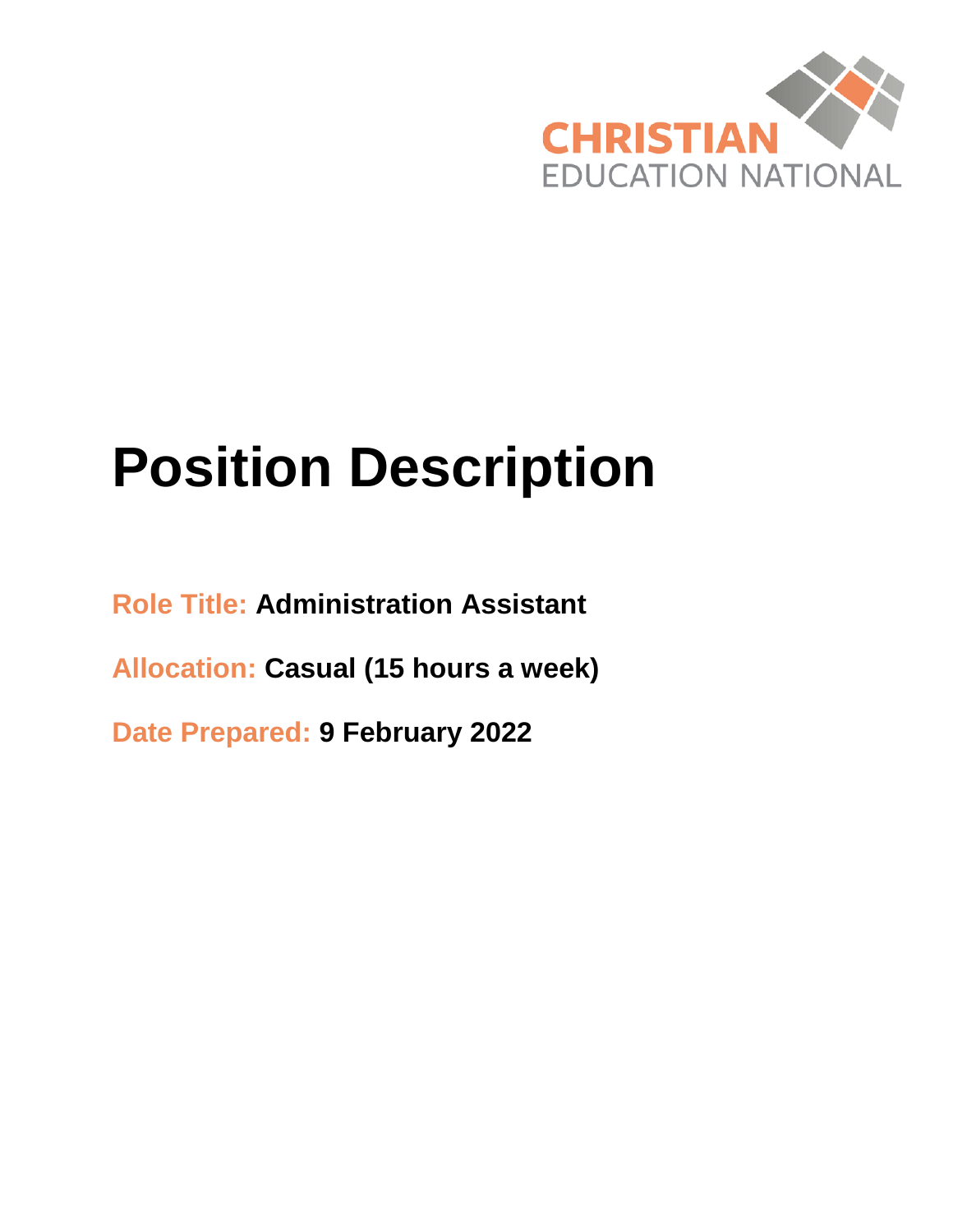CHRISTIAN EDUCATION NATIONAL

# Position Description

**Role Title:** **Administration Assistant**

**Allocation:** **Casual (15 hours a week)**

**Date Prepared:** **9 February 2022**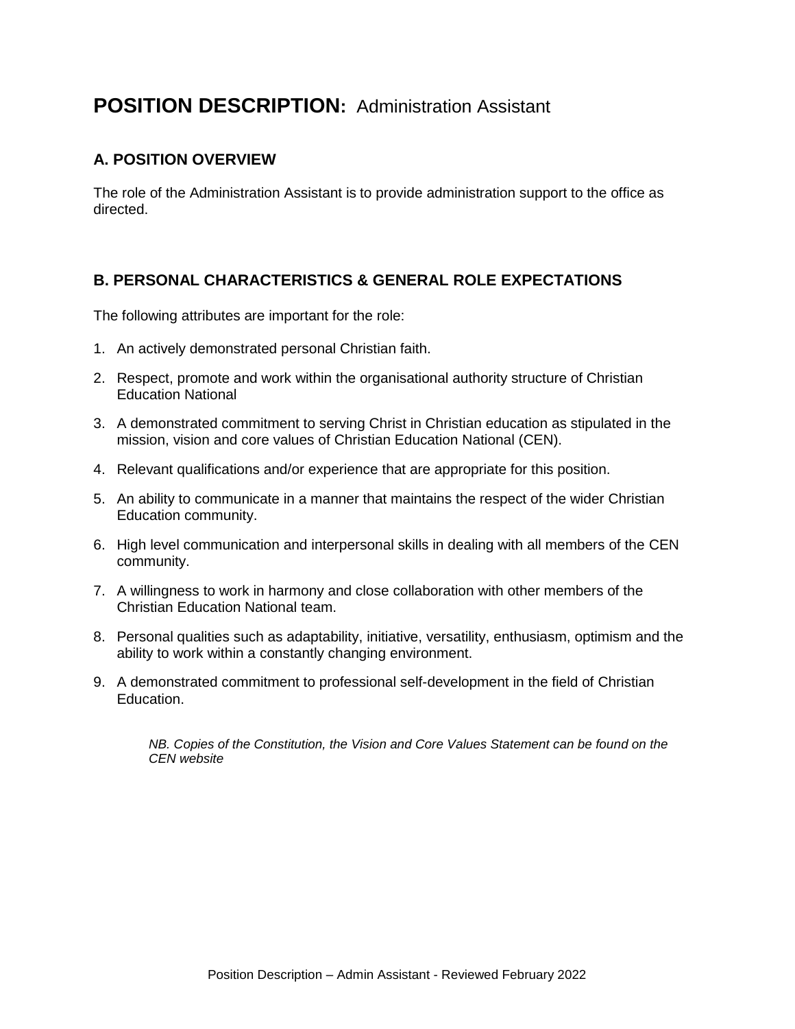# **POSITION DESCRIPTION:** Administration Assistant

## A. POSITION OVERVIEW

The role of the Administration Assistant is to provide administration support to the office as directed.

## B. PERSONAL CHARACTERISTICS & GENERAL ROLE EXPECTATIONS

The following attributes are important for the role:

1. An actively demonstrated personal Christian faith.
2. Respect, promote and work within the organisational authority structure of Christian Education National
3. A demonstrated commitment to serving Christ in Christian education as stipulated in the mission, vision and core values of Christian Education National (CEN).
4. Relevant qualifications and/or experience that are appropriate for this position.
5. An ability to communicate in a manner that maintains the respect of the wider Christian Education community.
6. High level communication and interpersonal skills in dealing with all members of the CEN community.
7. A willingness to work in harmony and close collaboration with other members of the Christian Education National team.
8. Personal qualities such as adaptability, initiative, versatility, enthusiasm, optimism and the ability to work within a constantly changing environment.
9. A demonstrated commitment to professional self-development in the field of Christian Education.

*NB. Copies of the Constitution, the Vision and Core Values Statement can be found on the CEN website*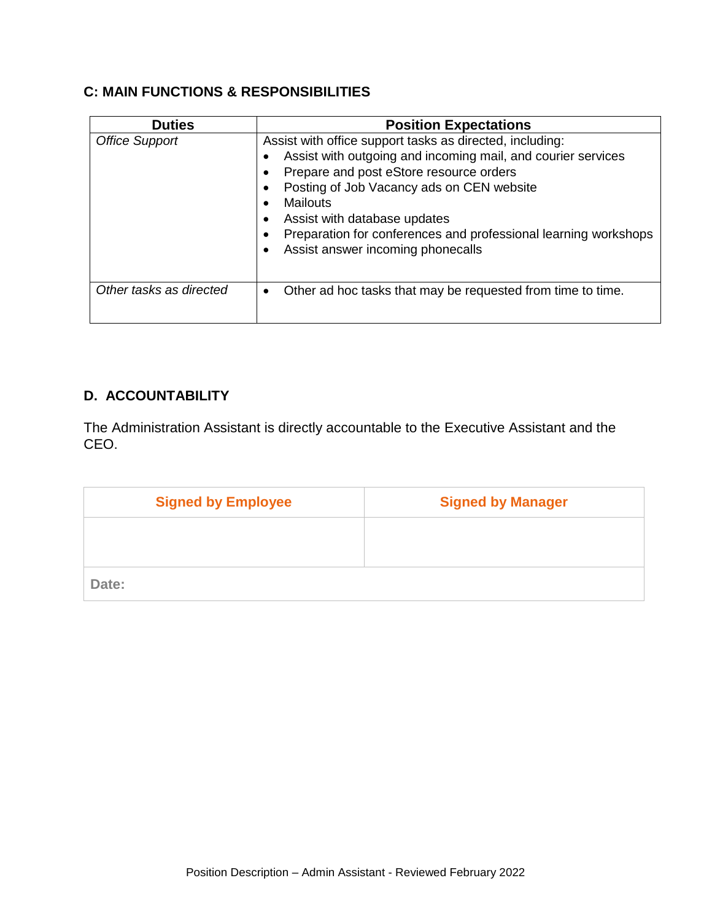## C: MAIN FUNCTIONS & RESPONSIBILITIES

| Duties | Position Expectations |
|---|---|
| *Office Support* | Assist with office support tasks as directed, including:<br>• Assist with outgoing and incoming mail, and courier services<br>• Prepare and post eStore resource orders<br>• Posting of Job Vacancy ads on CEN website<br>• Mailouts<br>• Assist with database updates<br>• Preparation for conferences and professional learning workshops<br>• Assist answer incoming phonecalls |
| *Other tasks as directed* | • Other ad hoc tasks that may be requested from time to time. |

## D. ACCOUNTABILITY

The Administration Assistant is directly accountable to the Executive Assistant and the CEO.

| **Signed by Employee** | **Signed by Manager** |
|---|---|
| | |
| **Date:** | |

Position Description – Admin Assistant - Reviewed February 2022